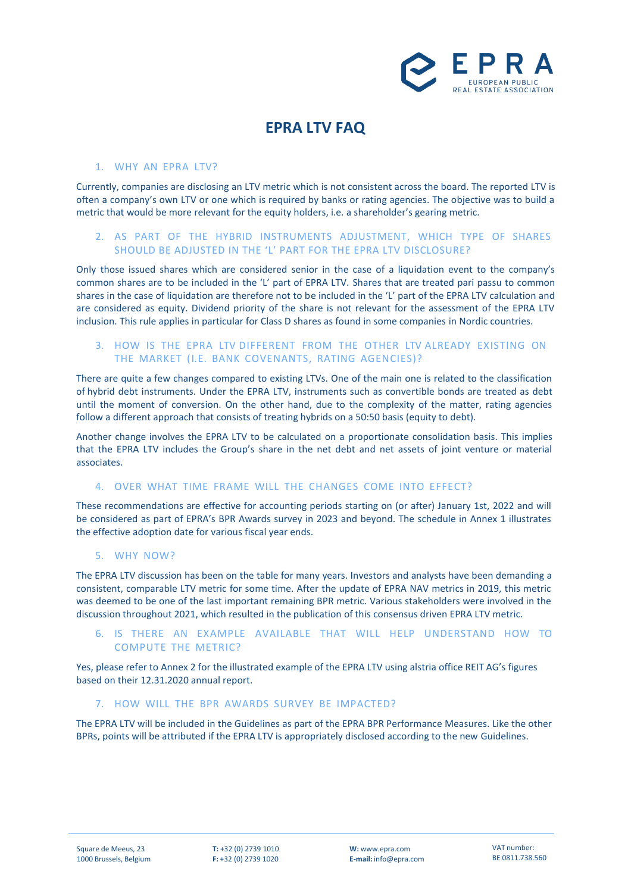# EPRA LTV FAQ

## 1. WHY AN EPRA LTV?

Currently, companies are disclosing an LTV metric which is not consistent across the board. The reported LTV is often a company's own LTV or one which is required by banks or rating agencies. The objective was to build a metric that would be more relevant for the equity holders, i.e. a shareholder's gearing metric.

## 2. AS PART OF THE HYBRID INSTRUMENTS ADJUSTMENT, WHICH TYPE OF SHARES SHOULD BE ADJUSTED IN THE 'L' PART FOR THE EPRA LTV DISCLOSURE?

Only those issued shares which are considered senior in the case of a liquidation event to the company's common shares are to be included in the 'L' part of EPRA LTV. Shares that are treated pari passu to common shares in the case of liquidation are therefore not to be included in the 'L' part of the EPRA LTV calculation and are considered as equity. Dividend priority of the share is not relevant for the assessment of the EPRA LTV inclusion. This rule applies in particular for Class D shares as found in some companies in Nordic countries.

## 3. HOW IS THE EPRA LTV DIFFERENT FROM THE OTHER LTV ALREADY EXISTING ON THE MARKET (I.E. BANK COVENANTS, RATING AGENCIES)?

There are quite a few changes compared to existing LTVs. One of the main one is related to the classification of hybrid debt instruments. Under the EPRA LTV, instruments such as convertible bonds are treated as debt until the moment of conversion. On the other hand, due to the complexity of the matter, rating agencies follow a different approach that consists of treating hybrids on a 50:50 basis (equity to debt).

Another change involves the EPRA LTV to be calculated on a proportionate consolidation basis. This implies that the EPRA LTV includes the Group's share in the net debt and net assets of joint venture or material associates.

## 4. OVER WHAT TIME FRAME WILL THE CHANGES COME INTO EFFECT?

These recommendations are effective for accounting periods starting on (or after) January 1st, 2022 and will be considered as part of EPRA's BPR Awards survey in 2023 and beyond. The schedule in Annex 1 illustrates the effective adoption date for various fiscal year ends.

## 5. WHY NOW?

The EPRA LTV discussion has been on the table for many years. Investors and analysts have been demanding a consistent, comparable LTV metric for some time. After the update of EPRA NAV metrics in 2019, this metric was deemed to be one of the last important remaining BPR metric. Various stakeholders were involved in the discussion throughout 2021, which resulted in the publication of this consensus driven EPRA LTV metric.

## 6. IS THERE AN EXAMPLE AVAILABLE THAT WILL HELP UNDERSTAND HOW TO COMPUTE THE METRIC?

Yes, please refer to Annex 2 for the illustrated example of the EPRA LTV using alstria office REIT AG's figures based on their 12.31.2020 annual report.

## 7. HOW WILL THE BPR AWARDS SURVEY BE IMPACTED?

The EPRA LTV will be included in the Guidelines as part of the EPRA BPR Performance Measures. Like the other BPRs, points will be attributed if the EPRA LTV is appropriately disclosed according to the new Guidelines.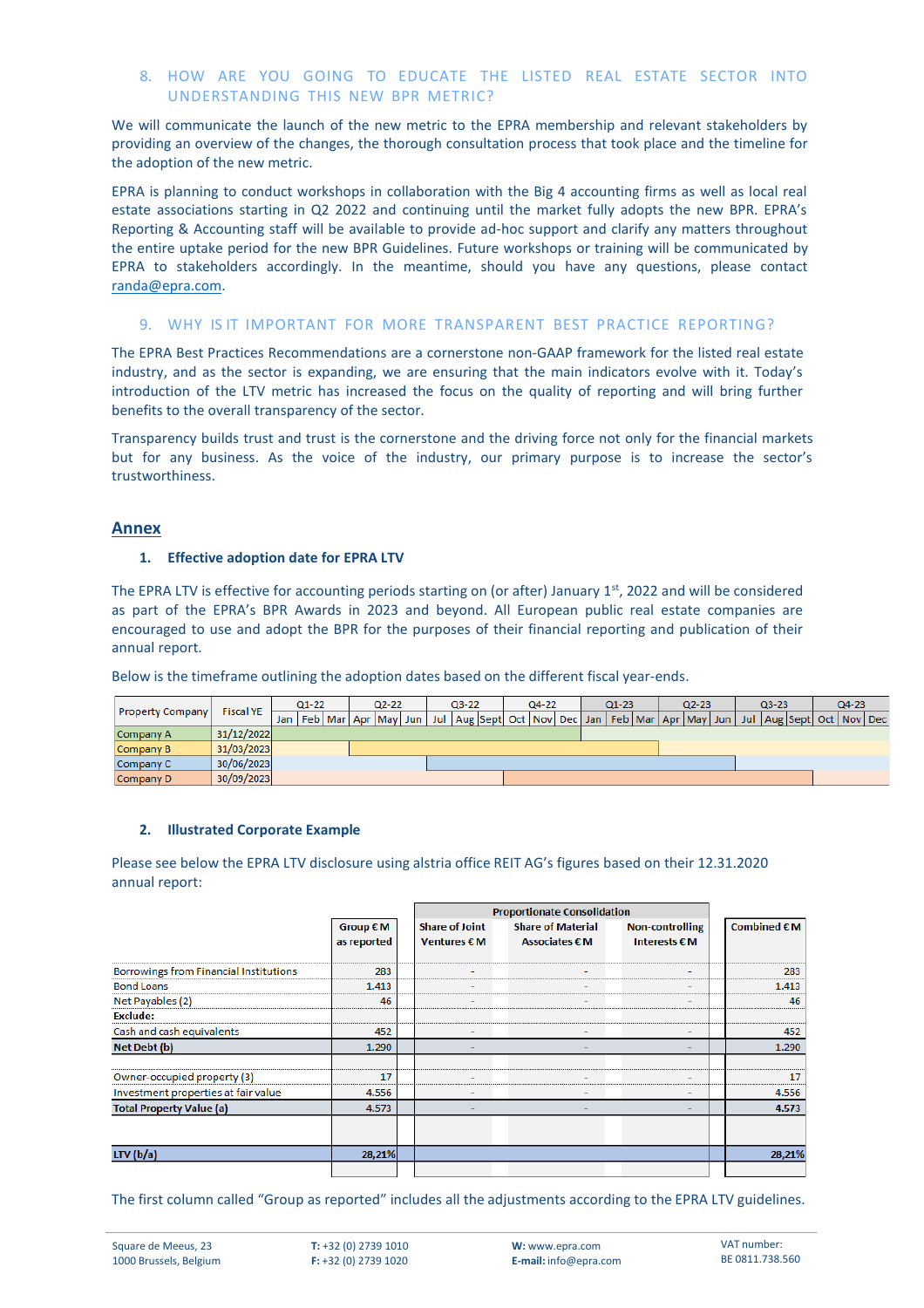## 8. HOW ARE YOU GOING TO EDUCATE THE LISTED REAL ESTATE SECTOR INTO UNDERSTANDING THIS NEW BPR METRIC?

We will communicate the launch of the new metric to the EPRA membership and relevant stakeholders by providing an overview of the changes, the thorough consultation process that took place and the timeline for the adoption of the new metric.

EPRA is planning to conduct workshops in collaboration with the Big 4 accounting firms as well as local real estate associations starting in Q2 2022 and continuing until the market fully adopts the new BPR. EPRA's Reporting & Accounting staff will be available to provide ad-hoc support and clarify any matters throughout the entire uptake period for the new BPR Guidelines. Future workshops or training will be communicated by EPRA to stakeholders accordingly. In the meantime, should you have any questions, please contact randa@epra.com.

## 9. WHY IS IT IMPORTANT FOR MORE TRANSPARENT BEST PRACTICE REPORTING?

The EPRA Best Practices Recommendations are a cornerstone non-GAAP framework for the listed real estate industry, and as the sector is expanding, we are ensuring that the main indicators evolve with it. Today's introduction of the LTV metric has increased the focus on the quality of reporting and will bring further benefits to the overall transparency of the sector.

Transparency builds trust and trust is the cornerstone and the driving force not only for the financial markets but for any business. As the voice of the industry, our primary purpose is to increase the sector's trustworthiness.

# Annex

### 1. Effective adoption date for EPRA LTV

The EPRA LTV is effective for accounting periods starting on (or after) January 1st, 2022 and will be considered as part of the EPRA's BPR Awards in 2023 and beyond. All European public real estate companies are encouraged to use and adopt the BPR for the purposes of their financial reporting and publication of their annual report.

Below is the timeframe outlining the adoption dates based on the different fiscal year-ends.

| Property Company | Fiscal YE | Q1-22 | | | Q2-22 | | | Q3-22 | | | Q4-22 | | | Q1-23 | | | Q2-23 | | | Q3-23 | | | Q4-23 | | |
|---|---|---|---|---|---|---|---|---|---|---|---|---|---|---|---|---|---|---|---|---|---|---|---|---|---|
| | | Jan | Feb | Mar | Apr | May | Jun | Jul | Aug | Sept | Oct | Nov | Dec | Jan | Feb | Mar | Apr | May | Jun | Jul | Aug | Sept | Oct | Nov | Dec |
| Company A | 31/12/2022 | ■ | ■ | ■ | ■ | ■ | ■ | ■ | ■ | ■ | ■ | ■ | ■ | | | | | | | | | | | | |
| Company B | 31/03/2023 | | | | ■ | ■ | ■ | ■ | ■ | ■ | ■ | ■ | ■ | ■ | ■ | ■ | | | | | | | | | |
| Company C | 30/06/2023 | | | | | | | ■ | ■ | ■ | ■ | ■ | ■ | ■ | ■ | ■ | ■ | ■ | ■ | | | | | | |
| Company D | 30/09/2023 | | | | | | | | | | ■ | ■ | ■ | ■ | ■ | ■ | ■ | ■ | ■ | ■ | ■ | ■ | | | |

### 2. Illustrated Corporate Example

Please see below the EPRA LTV disclosure using alstria office REIT AG's figures based on their 12.31.2020 annual report:

| | Group € M as reported | Proportionate Consolidation | | | Combined € M |
|---|---|---|---|---|---|
| | | Share of Joint Ventures € M | Share of Material Associates € M | Non-controlling Interests € M | |
| Borrowings from Financial Institutions | 283 | - | - | - | 283 |
| Bond Loans | 1.413 | - | - | - | 1.413 |
| Net Payables (2) | 46 | - | - | - | 46 |
| **Exclude:** | | | | | |
| Cash and cash equivalents | 452 | - | - | - | 452 |
| **Net Debt (b)** | 1.290 | - | - | - | 1.290 |
| Owner-occupied property (3) | 17 | - | - | - | 17 |
| Investment properties at fair value | 4.556 | - | - | - | 4.556 |
| **Total Property Value (a)** | 4.573 | - | - | - | 4.573 |
| **LTV (b/a)** | 28,21% | | | | 28,21% |

The first column called "Group as reported" includes all the adjustments according to the EPRA LTV guidelines.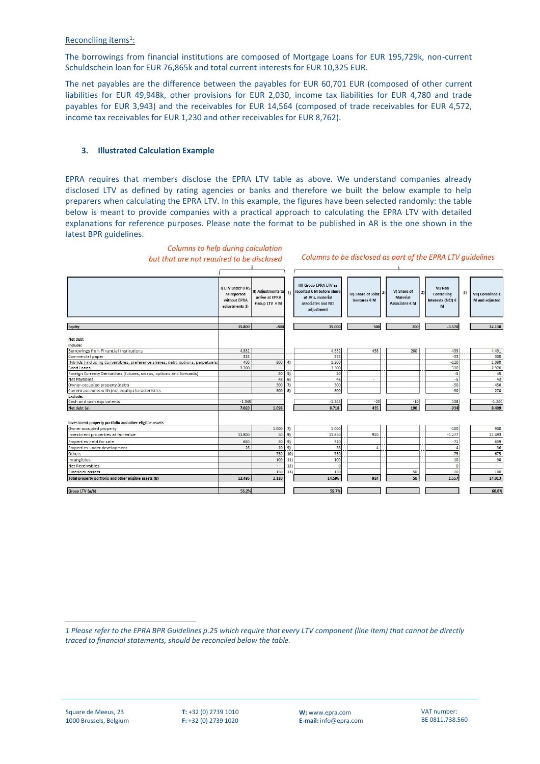Reconciling items[1]:

The borrowings from financial institutions are composed of Mortgage Loans for EUR 195,729k, non-current Schuldschein loan for EUR 76,865k and total current interests for EUR 10,325 EUR.

The net payables are the difference between the payables for EUR 60,701 EUR (composed of other current liabilities for EUR 49,948k, other provisions for EUR 2,030, income tax liabilities for EUR 4,780 and trade payables for EUR 3,943) and the receivables for EUR 14,564 (composed of trade receivables for EUR 4,572, income tax receivables for EUR 1,230 and other receivables for EUR 8,762).

### 3. Illustrated Calculation Example

EPRA requires that members disclose the EPRA LTV table as above. We understand companies already disclosed LTV as defined by rating agencies or banks and therefore we built the below example to help preparers when calculating the EPRA LTV. In this example, the figures have been selected randomly: the table below is meant to provide companies with a practical approach to calculating the EPRA LTV with detailed explanations for reference purposes. Please note the format to be published in AR is the one shown in the latest BPR guidelines.

*Columns to help during calculation but that are not required to be disclosed* (columns I–II)

*Columns to be disclosed as part of the EPRA LTV guidelines* (columns III–VII)

| | I) LTV under IFRS as reported without EPRA adjustments 1) | II) Adjustments to arrive at EPRA Group LTV € M | 1) | III) Group EPRA LTV as reported € M before share of JV's, material associates and NCI adjustment | IV) Share of Joint Ventures € M | 2) | V) Share of Material Associates € M | 2) | VI) Non Controlling Interests (NCI) € M | 3) | VII) Combined € M and adjusted |
|---|---|---|---|---|---|---|---|---|---|---|---|
| **Equity** | 35.800 | -800 | | 35.000 | 500 | | 200 | | -3.570 | | 32.130 |
| Net debt | | | | | | | | | | | |
| Include: | | | | | | | | | | | |
| Borrowings from Financial Institutions | 4.332 | | | 4.332 | 458 | | 200 | | -499 | | 4.491 |
| Commercial paper | 333 | | | 333 | | | | | -33 | | 300 |
| Hybrids (including Convertibles, preference shares, debt, options, perpetuals) | 400 | 800 | 4) | 1.200 | | | | | -120 | | 1.080 |
| Bond Loans | 3.300 | | | 3.300 | | | | | -330 | | 2.970 |
| Foreign Currency Derivatives (futures, swaps, options and forwards) | | 50 | 5) | 50 | | | | | -5 | | 45 |
| Net Payables | | 48 | 6) | 48 | - | | | | -5 | | 43 |
| Owner-occupied property (debt) | | 500 | 7) | 500 | | | | | -50 | | 450 |
| Current accounts with (no) equity characteristics | | 300 | 8) | 300 | | | | | -30 | | 270 |
| Exclude: | | | | | | | | | | | |
| Cash and cash equivalents | -1.345 | | | -1.345 | -23 | | -10 | | 138 | | -1.240 |
| **Net debt (a)** | 7.020 | 1.698 | | 8.718 | 435 | | 190 | | -934 | | 8.409 |
| Investment property portfolio and other eligible assets | | | | | | | | | | | |
| Owner occupied property | | 1.000 | 7) | 1.000 | | | | | -100 | | 900 |
| Investment properties at fair value | 11.800 | 50 | 9) | 11.850 | 920 | | | | -1.277 | | 11.493 |
| Properties held for sale | 660 | 50 | 9) | 710 | | | | | -71 | | 639 |
| Properties under development | 26 | 10 | 9) | 36 | 4 | | | | -4 | | 36 |
| Others | | 750 | 10) | 750 | | | | | -75 | | 675 |
| Intangibles | | 100 | 11) | 100 | | | | | -10 | | 90 |
| Net Receivables | | - | 12) | 0 | | | | | 0 | | - |
| Financial assets | | 150 | 13) | 150 | | | 50 | | -20 | | 180 |
| **Total property portfolio and other eligible assets (b)** | 12.486 | 2.110 | | 14.596 | 924 | | 50 | | -1.557 | | 14.013 |
| **Group LTV (a/b)** | 56.2% | | | 59.7% | | | | | | | 60.0% |

[1] *Please refer to the EPRA BPR Guidelines p.25 which require that every LTV component (line item) that cannot be directly traced to financial statements, should be reconciled below the table.*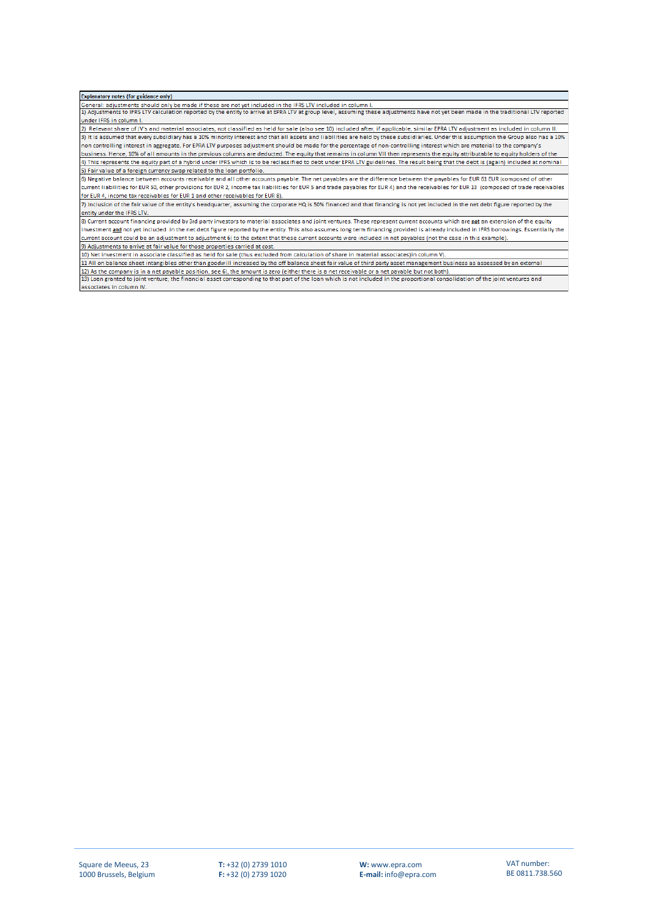| Explanatory notes (for guidance only) |
|---|
| General: adjustments should only be made if these are not yet included in the IFRS LTV included in column I. |
| 1) Adjustments to IFRS LTV calculation reported by the entity to arrive at EPRA LTV at group level, assuming these adjustments have not yet been made in the traditional LTV reported under IFRS in column I. |
| 2) Relevant share of JV's and material associates, not classified as held for sale (also see 10) included after, if applicable, similar EPRA LTV adjustment as included in column II. |
| 3) It is assumed that every subsidiary has a 10% minority interest and that all assets and liabilities are held by these subsidiaries. Under this assumption the Group also has a 10% non controlling interest in aggregate. For EPRA LTV purposes adjustment should be made for the percentage of non-controlling interest which are material to the company's business. Hence, 10% of all amounts in the previous columns are deducted. The equity that remains in column VII then represents the equity attributable to equity holders of the |
| 4) This represents the equity part of a hybrid under IFRS which is to be reclassified to debt under EPRA LTV guidelines. The result being that the debt is (again) included at nominal |
| 5) Fair value of a foreign currency swap related to the loan portfolio. |
| 6) Negative balance between accounts receivable and all other accounts payable. The net payables are the difference between the payables for EUR 61 EUR (composed of other current liabilities for EUR 50, other provisions for EUR 2, income tax liabilities for EUR 5 and trade payables for EUR 4) and the receivables for EUR 13 (composed of trade receivables for EUR 4, income tax receivables for EUR 1 and other receivables for EUR 8). |
| 7) Inclusion of the fair value of the entity's headquarter, assuming the corporate HQ is 50% financed and that financing is not yet included in the net debt figure reported by the entity under the IFRS LTV. |
| 8) Current account financing provided by 3rd party investors to material associates and joint ventures. These represent current accounts which are **not** an extension of the equity investment **and** not yet included in the net debt figure reported by the entity. This also assumes long term financing provided is already included in IFRS borrowings. Essentially the current account could be an adjustment to adjustment 6) to the extent that these current accounts were included in net payables (not the case in this example). |
| 9) Adjustments to arrive at fair value for those properties carried at cost. |
| 10) Net investment in associate classified as held for sale (thus excluded from calculation of share in material associates)in column V). |
| 11 All on balance sheet intangibles other than goodwill increased by the off balance sheet fair value of third party asset management business as assessed by an external |
| 12) As the company is in a net payable position, see 6), the amount is zero (either there is a net receivable or a net payable but not both). |
| 13) Loan granted to joint venture; the financial asset corresponding to that part of the loan which is not included in the proportional consolidation of the joint ventures and associates in column IV. |

Square de Meeus, 23
1000 Brussels, Belgium

**T:** +32 (0) 2739 1010
**F:** +32 (0) 2739 1020

**W:** www.epra.com
**E-mail:** info@epra.com

VAT number:
BE 0811.738.560